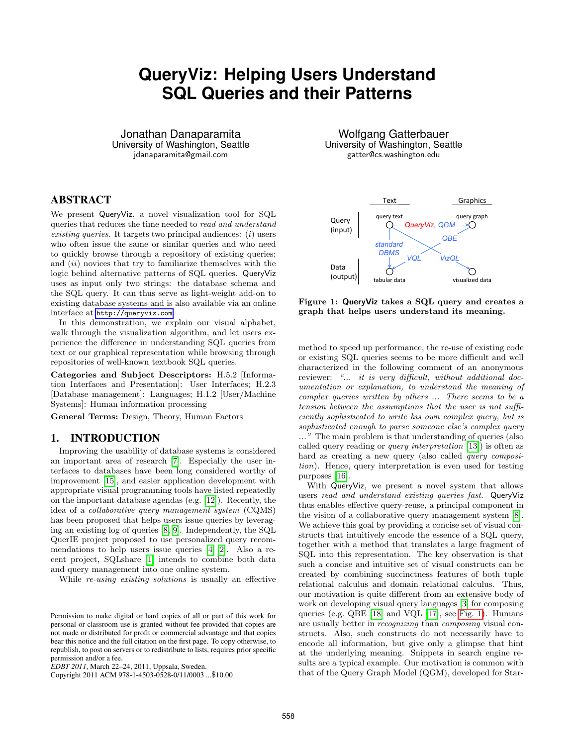# QueryViz: Helping Users Understand SQL Queries and their Patterns

Jonathan Danaparamita
University of Washington, Seattle
jdanaparamita@gmail.com

Wolfgang Gatterbauer
University of Washington, Seattle
gatter@cs.washington.edu

## ABSTRACT

We present QueryViz, a novel visualization tool for SQL queries that reduces the time needed to *read and understand existing queries*. It targets two principal audiences: (*i*) users who often issue the same or similar queries and who need to quickly browse through a repository of existing queries; and (*ii*) novices that try to familiarize themselves with the logic behind alternative patterns of SQL queries. QueryViz uses as input only two strings: the database schema and the SQL query. It can thus serve as light-weight add-on to existing database systems and is also available via an online interface at http://queryviz.com

In this demonstration, we explain our visual alphabet, walk through the visualization algorithm, and let users experience the difference in understanding SQL queries from text or our graphical representation while browsing through repositories of well-known textbook SQL queries.

**Categories and Subject Descriptors:** H.5.2 [Information Interfaces and Presentation]: User Interfaces; H.2.3 [Database management]: Languages; H.1.2 [User/Machine Systems]: Human information processing

**General Terms:** Design, Theory, Human Factors

## 1. INTRODUCTION

Improving the usability of database systems is considered an important area of research [7]. Especially the user interfaces to databases have been long considered worthy of improvement [15], and easier application development with appropriate visual programming tools have listed repeatedly on the important database agendas (e.g. [12]). Recently, the idea of a *collaborative query management system* (CQMS) has been proposed that helps users issue queries by leveraging an existing log of queries [8, 9]. Independently, the SQL QuerIE project proposed to use personalized query recommendations to help users issue queries [4, 2]. Also a recent project, SQLshare [1] intends to combine both data and query management into one online system.

While *re-using existing solutions* is usually an effective method to speed up performance, the re-use of existing code or existing SQL queries seems to be more difficult and well characterized in the following comment of an anonymous reviewer: *"... it is very difficult, without additional documentation or explanation, to understand the meaning of complex queries written by others ... There seems to be a tension between the assumptions that the user is not sufficiently sophisticated to write his own complex query, but is sophisticated enough to parse someone else's complex query ..."* The main problem is that understanding of queries (also called query reading or *query interpretation* [13]) is often as hard as creating a new query (also called *query composition*). Hence, query interpretation is even used for testing purposes [16].

With QueryViz, we present a novel system that allows users *read and understand existing queries fast*. QueryViz thus enables effective query-reuse, a principal component in the vision of a collaborative query management system [8]. We achieve this goal by providing a concise set of visual constructs that intuitively encode the essence of a SQL query, together with a method that translates a large fragment of SQL into this representation. The key observation is that such a concise and intuitive set of visual constructs can be created by combining succinctness features of both tuple relational calculus and domain relational calculus. Thus, our motivation is quite different from an extensive body of work on developing visual query languages [3] for composing queries (e.g. QBE [18] and VQL [17], see Fig. 1). Humans are usually better in *recognizing* than *composing* visual constructs. Also, such constructs do not necessarily have to encode all information, but give only a glimpse that hint at the underlying meaning. Snippets in search engine results are a typical example. Our motivation is common with that of the Query Graph Model (QGM), developed for Star-

**Figure 1: QueryViz takes a SQL query and creates a graph that helps users understand its meaning.**

Permission to make digital or hard copies of all or part of this work for personal or classroom use is granted without fee provided that copies are not made or distributed for profit or commercial advantage and that copies bear this notice and the full citation on the first page. To copy otherwise, to republish, to post on servers or to redistribute to lists, requires prior specific permission and/or a fee.
*EDBT 2011*, March 22–24, 2011, Uppsala, Sweden.
Copyright 2011 ACM 978-1-4503-0528-0/11/0003 ...$10.00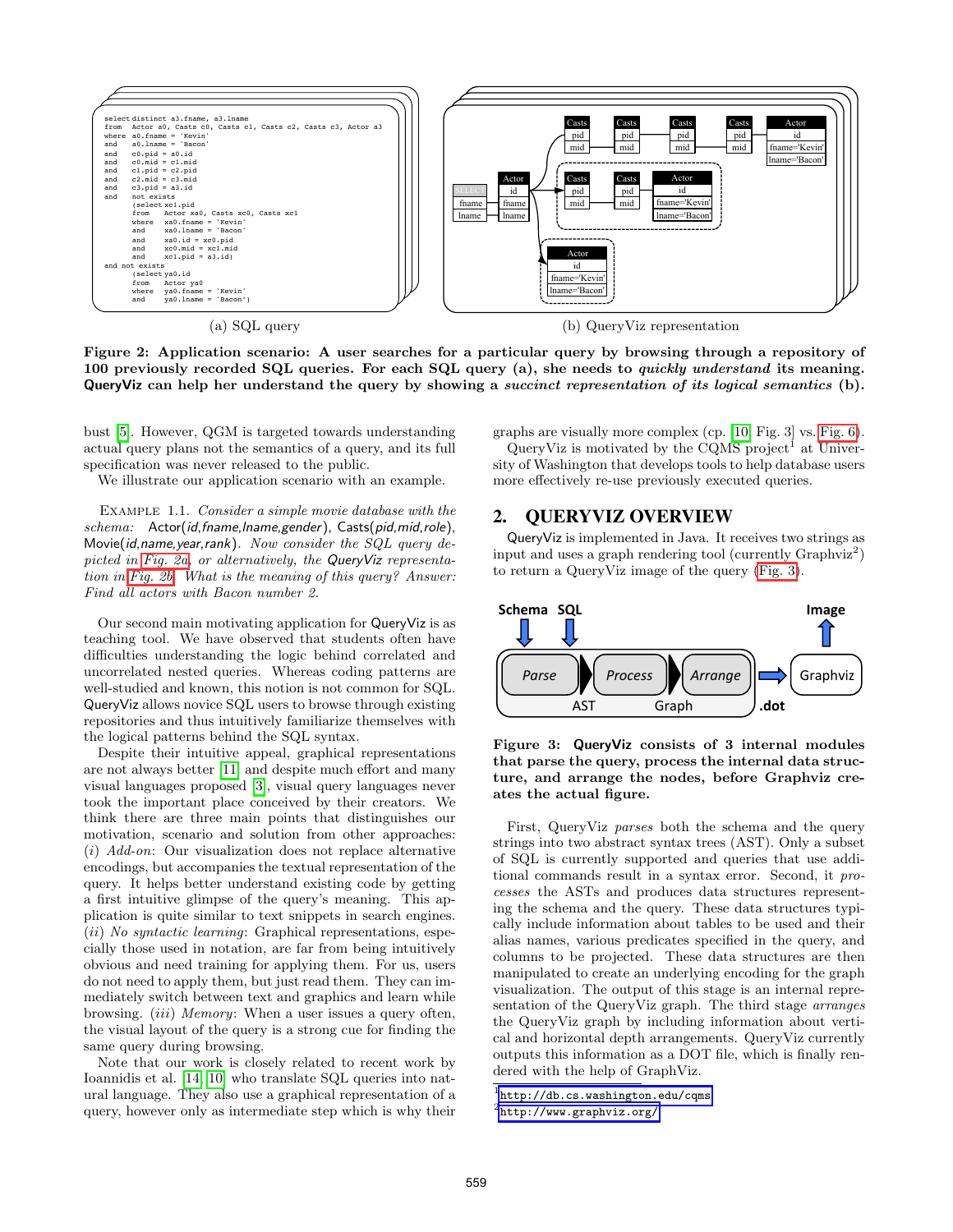```
select distinct a3.fname, a3.lname
from   Actor a0, Casts c0, Casts c1, Casts c2, Casts c3, Actor a3
where  a0.fname = 'Kevin'
and    a0.lname = 'Bacon'
and    c0.pid = a0.id
and    c0.mid = c1.mid
and    c1.pid = c2.pid
and    c2.mid = c3.mid
and    c3.pid = a3.id
and    not exists
       (select xc1.pid
        from   Actor xa0, Casts xc0, Casts xc1
        where  xa0.fname = 'Kevin'
        and    xa0.lname = 'Bacon'
        and    xa0.id = xc0.pid
        and    xc0.mid = xc1.mid
        and    xc1.pid = a3.id)
and not exists
       (select ya0.id
        from   Actor ya0
        where  ya0.fname = 'Kevin'
        and    ya0.lname = 'Bacon')
```

(a) SQL query

(b) QueryViz representation

**Figure 2: Application scenario: A user searches for a particular query by browsing through a repository of 100 previously recorded SQL queries. For each SQL query (a), she needs to *quickly understand* its meaning. QueryViz can help her understand the query by showing a *succinct representation of its logical semantics* (b).**

bust [5]. However, QGM is targeted towards understanding actual query plans not the semantics of a query, and its full specification was never released to the public.

We illustrate our application scenario with an example.

Example 1.1. *Consider a simple movie database with the schema:* Actor(*id*,*fname*,*lname*,*gender*), Casts(*pid*,*mid*,*role*), Movie(*id*,*name*,*year*,*rank*). *Now consider the SQL query depicted in Fig. 2a, or alternatively, the QueryViz representation in Fig. 2b. What is the meaning of this query? Answer: Find all actors with Bacon number 2.*

Our second main motivating application for QueryViz is as teaching tool. We have observed that students often have difficulties understanding the logic behind correlated and uncorrelated nested queries. Whereas coding patterns are well-studied and known, this notion is not common for SQL. QueryViz allows novice SQL users to browse through existing repositories and thus intuitively familiarize themselves with the logical patterns behind the SQL syntax.

Despite their intuitive appeal, graphical representations are not always better [11] and despite much effort and many visual languages proposed [3], visual query languages never took the important place conceived by their creators. We think there are three main points that distinguishes our motivation, scenario and solution from other approaches: (*i*) *Add-on*: Our visualization does not replace alternative encodings, but accompanies the textual representation of the query. It helps better understand existing code by getting a first intuitive glimpse of the query's meaning. This application is quite similar to text snippets in search engines. (*ii*) *No syntactic learning*: Graphical representations, especially those used in notation, are far from being intuitively obvious and need training for applying them. For us, users do not need to apply them, but just read them. They can immediately switch between text and graphics and learn while browsing. (*iii*) *Memory*: When a user issues a query often, the visual layout of the query is a strong cue for finding the same query during browsing.

Note that our work is closely related to recent work by Ioannidis et al. [14, 10] who translate SQL queries into natural language. They also use a graphical representation of a query, however only as intermediate step which is why their graphs are visually more complex (cp. [10, Fig. 3] vs. Fig. 6).

QueryViz is motivated by the CQMS project[1] at University of Washington that develops tools to help database users more effectively re-use previously executed queries.

## 2. QUERYVIZ OVERVIEW

QueryViz is implemented in Java. It receives two strings as input and uses a graph rendering tool (currently Graphviz[2]) to return a QueryViz image of the query (Fig. 3).

**Figure 3: QueryViz consists of 3 internal modules that parse the input, process the internal data structure, and arrange the nodes, before Graphviz creates the actual figure.**

First, QueryViz *parses* both the schema and the query strings into two abstract syntax trees (AST). Only a subset of SQL is currently supported and queries that use additional commands result in a syntax error. Second, it *processes* the ASTs and produces data structures representing the schema and the query. These data structures typically include information about tables to be used and their alias names, various predicates specified in the query, and columns to be projected. These data structures are then manipulated to create an underlying encoding for the graph visualization. The output of this stage is an internal representation of the QueryViz graph. The third stage *arranges* the QueryViz graph by including information about vertical and horizontal depth arrangements. QueryViz currently outputs this information as a DOT file, which is finally rendered with the help of GraphViz.

[1] http://db.cs.washington.edu/cqms

[2] http://www.graphviz.org/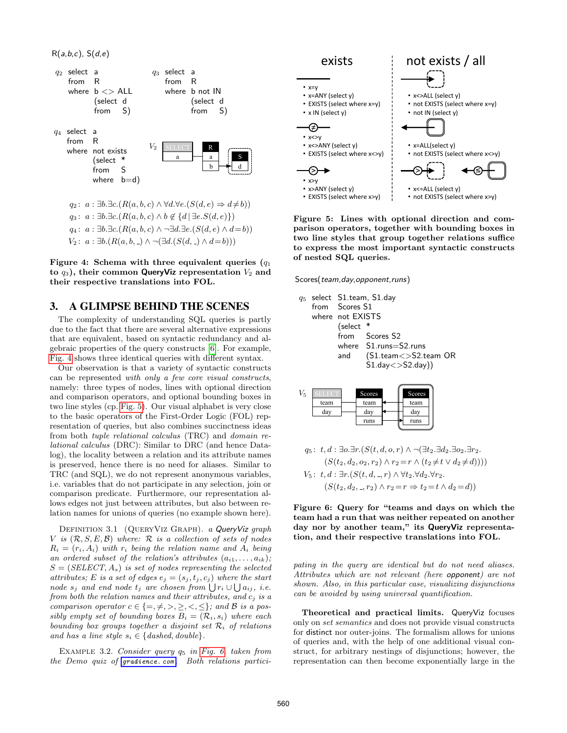R(*a*,*b*,*c*), S(*d*,*e*)

$q_2$
```
select  a
from    R
where   b <> ALL
        (select  d
         from    S)
```

$q_3$
```
select  a
from    R
where   b not IN
        (select  d
         from    S)
```

$q_4$
```
select  a
from    R
where   not exists
        (select  *
         from    S
         where   b=d)
```

$q_2$: $a : \exists b.\exists c.(R(a,b,c) \wedge \forall d.\forall e.(S(d,e) \Rightarrow d \neq b))$

$q_3$: $a : \exists b.\exists c.(R(a,b,c) \wedge b \notin \{d \,|\, \exists e.S(d,e)\})$

$q_4$: $a : \exists b.\exists c.(R(a,b,c) \wedge \neg \exists d.\exists e.(S(d,e) \wedge d = b))$

$V_2$: $a : \exists b.(R(a,b,\_) \wedge \neg(\exists d.(S(d,\_) \wedge d = b)))$

**Figure 4: Schema with three equivalent queries ($q_1$ to $q_3$), their common QueryViz representation $V_2$ and their respective translations into FOL.**

## 3. A GLIMPSE BEHIND THE SCENES

The complexity of understanding SQL queries is partly due to the fact that there are several alternative expressions that are equivalent, based on syntactic redundancy and algebraic properties of the query constructs [6]. For example, Fig. 4 shows three identical queries with different syntax.

Our observation is that a variety of syntactic constructs can be represented *with only a few core visual constructs*, namely: three types of nodes, lines with optional direction and comparison operators, and optional bounding boxes in two line styles (cp. Fig. 5). Our visual alphabet is very close to the basic operators of the First-Order Logic (FOL) representation of queries, but also combines succinctness ideas from both *tuple relational calculus* (TRC) and *domain relational calculus* (DRC): Similar to DRC (and hence Datalog), the locality between a relation and its attribute names is preserved, hence there is no need for aliases. Similar to TRC (and SQL), we do not represent anonymous variables, i.e. variables that do not participate in any selection, join or comparison predicate. Furthermore, our representation allows edges not just between attributes, but also between relation names for unions of queries (no example shown here).

Definition 3.1 (QueryViz Graph). *a QueryViz graph $V$ is $(\mathcal{R}, S, E, \mathcal{B})$ where: $\mathcal{R}$ is a collection of sets of nodes $R_i = (r_i, A_i)$ with $r_i$ being the relation name and $A_i$ being an ordered subset of the relation's attributes $(a_{i1}, \ldots, a_{ik})$; $S = (\text{SELECT}, A_s)$ is set of nodes representing the selected attributes; $E$ is a set of edges $e_j = (s_j, t_j, c_j)$ where the start node $s_j$ and end node $t_j$ are chosen from $\bigcup r_i \cup \bigcup a_{ij}$, i.e. from both the relation names and their attributes, and $c_j$ is a comparison operator $c \in \{=, \neq, >, \geq, <, \leq\}$; and $\mathcal{B}$ is a possibly empty set of bounding boxes $B_i = (\mathcal{R}_i, s_i)$ where each bounding box groups together a disjoint set $\mathcal{R}_i$ of relations and has a line style $s_i \in \{$dashed, double$\}$.*

Example 3.2. *Consider query $q_5$ in Fig. 6 taken from the Demo quiz of* `gradience.com`*. Both relations participating in the query are identical but do not need aliases. Attributes which are not relevant (here* opponent*) are not shown. Also, in this particular case, visualizing disjunctions can be avoided by using universal quantification.*

| exists | not exists / all |
|---|---|
| • x=y • x=ANY (select y) • EXISTS (select where x=y) • x IN (select y) | • x<>ALL (select y) • not EXISTS (select where x=y) • not IN (select y) |
| • x<>y • x<>ANY (select y) • EXISTS (select where x<>y) | • x=ALL(select y) • not EXISTS (select where x<>y) |
| • x>y • x>ANY (select y) • EXISTS (select where x>y) | • x<=ALL (select y) • not EXISTS (select where x>y) |

**Figure 5: Lines with optional direction and comparison operators, together with bounding boxes in two line styles that group together relations suffice to express the most important syntactic constructs of nested SQL queries.**

Scores(*team*,*day*,*opponent*,*runs*)

$q_5$
```
select  S1.team, S1.day
from    Scores S1
where   not EXISTS
        (select  *
         from    Scores S2
         where   S1.runs=S2.runs
         and     (S1.team<>S2.team OR
                  S1.day<>S2.day))
```

$q_5$: $t, d : \exists o.\exists r.(S(t,d,o,r) \wedge \neg(\exists t_2.\exists d_2.\exists o_2.\exists r_2.$
$(S(t_2,d_2,o_2,r_2) \wedge r_2 = r \wedge (t_2 \neq t \vee d_2 \neq d))))$

$V_5$: $t, d : \exists r.(S(t,d,\_,r) \wedge \forall t_2.\forall d_2.\forall r_2.$
$(S(t_2,d_2,\_,r_2) \wedge r_2 = r \Rightarrow t_2 = t \wedge d_2 = d))$

**Figure 6: Query for "teams and days on which the team had a run that was neither repeated on another day nor by another team," its QueryViz representation, and their respective translations into FOL.**

**Theoretical and practical limits.** QueryViz focuses only on *set semantics* and does not provide visual constructs for distinct nor outer-joins. The formalism allows for unions of queries and, with the help of one additional visual construct, for arbitrary nestings of disjunctions; however, the representation can then become exponentially large in the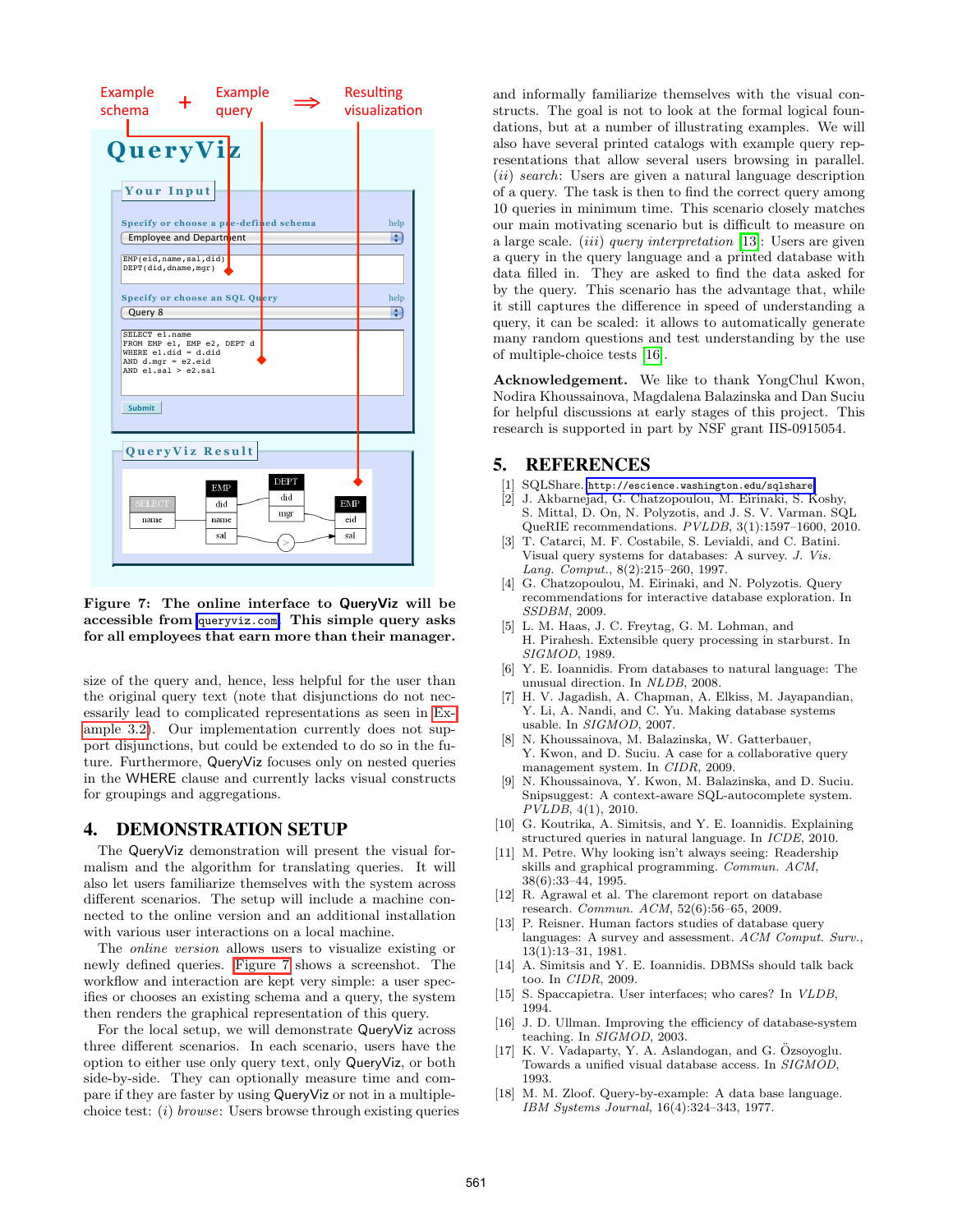Example schema + Example query ⇒ Resulting visualization

QueryViz

Your Input

Specify or choose a pre-defined schema

help

Employee and Department

EMP(eid,name,sal,did)
DEPT(did,dname,mgr)

Specify or choose an SQL Query

help

Query 8

SELECT e1.name
FROM EMP e1, EMP e2, DEPT d
WHERE e1.did = d.did
AND d.mgr = e2.eid
AND e1.sal > e2.sal

Submit

QueryViz Result

SELECT
name
EMP
did
name
sal
DEPT
did
mgr
EMP
eid
sal
>

**Figure 7: The online interface to QueryViz will be accessible from queryviz.com. This simple query asks for all employees that earn more than their manager.**

size of the query and, hence, less helpful for the user than the original query text (note that disjunctions do not necessarily lead to complicated representations as seen in Example 3.2). Our implementation currently does not support disjunctions, but could be extended to do so in the future. Furthermore, QueryViz focuses only on nested queries in the WHERE clause and currently lacks visual constructs for groupings and aggregations.

## 4. DEMONSTRATION SETUP

The QueryViz demonstration will present the visual formalism and the algorithm for translating queries. It will also let users familiarize themselves with the system across different scenarios. The setup will include a machine connected to the online version and an additional installation with various user interactions on a local machine.

The *online version* allows users to visualize existing or newly defined queries. Figure 7 shows a screenshot. The workflow and interaction are kept very simple: a user specifies or chooses an existing schema and a query, the system then renders the graphical representation of this query.

For the local setup, we will demonstrate QueryViz across three different scenarios. In each scenario, users have the option to either use only query text, only QueryViz, or both side-by-side. They can optionally measure time and compare if they are faster by using QueryViz or not in a multiple-choice test: (*i*) *browse*: Users browse through existing queries and informally familiarize themselves with the visual constructs. The goal is not to look at the formal logical foundations, but at a number of illustrating examples. We will also have several printed catalogs with example query representations that allow several users browsing in parallel. (*ii*) *search*: Users are given a natural language description of a query. The task is then to find the correct query among 10 queries in minimum time. This scenario closely matches our main motivating scenario but is difficult to measure on a large scale. (*iii*) *query interpretation* [13]: Users are given a query in the query language and a printed database with data filled in. They are asked to find the data asked for by the query. This scenario has the advantage that, while it still captures the difference in speed of understanding a query, it can be scaled: it allows to automatically generate many random questions and test understanding by the use of multiple-choice tests [16].

**Acknowledgement.** We like to thank YongChul Kwon, Nodira Khoussainova, Magdalena Balazinska and Dan Suciu for helpful discussions at early stages of this project. This research is supported in part by NSF grant IIS-0915054.

## 5. REFERENCES

[1] SQLShare. http://escience.washington.edu/sqlshare
[2] J. Akbarnejad, G. Chatzopoulou, M. Eirinaki, S. Koshy, S. Mittal, D. On, N. Polyzotis, and J. S. V. Varman. SQL QueRIE recommendations. *PVLDB*, 3(1):1597–1600, 2010.
[3] T. Catarci, M. F. Costabile, S. Levialdi, and C. Batini. Visual query systems for databases: A survey. *J. Vis. Lang. Comput.*, 8(2):215–260, 1997.
[4] G. Chatzopoulou, M. Eirinaki, and N. Polyzotis. Query recommendations for interactive database exploration. In *SSDBM*, 2009.
[5] L. M. Haas, J. C. Freytag, G. M. Lohman, and H. Pirahesh. Extensible query processing in starburst. In *SIGMOD*, 1989.
[6] Y. E. Ioannidis. From databases to natural language: The unusual direction. In *NLDB*, 2008.
[7] H. V. Jagadish, A. Chapman, A. Elkiss, M. Jayapandian, Y. Li, A. Nandi, and C. Yu. Making database systems usable. In *SIGMOD*, 2007.
[8] N. Khoussainova, M. Balazinska, W. Gatterbauer, Y. Kwon, and D. Suciu. A case for a collaborative query management system. In *CIDR*, 2009.
[9] N. Khoussainova, Y. Kwon, M. Balazinska, and D. Suciu. Snipsuggest: A context-aware SQL-autocomplete system. *PVLDB*, 4(1), 2010.
[10] G. Koutrika, A. Simitsis, and Y. E. Ioannidis. Explaining structured queries in natural language. In *ICDE*, 2010.
[11] M. Petre. Why looking isn't always seeing: Readership skills and graphical programming. *Commun. ACM*, 38(6):33–44, 1995.
[12] R. Agrawal et al. The claremont report on database research. *Commun. ACM*, 52(6):56–65, 2009.
[13] P. Reisner. Human factors studies of database query languages: A survey and assessment. *ACM Comput. Surv.*, 13(1):13–31, 1981.
[14] A. Simitsis and Y. E. Ioannidis. DBMSs should talk back too. In *CIDR*, 2009.
[15] S. Spaccapietra. User interfaces; who cares? In *VLDB*, 1994.
[16] J. D. Ullman. Improving the efficiency of database-system teaching. In *SIGMOD*, 2003.
[17] K. V. Vadaparty, Y. A. Aslandogan, and G. Özsoyoglu. Towards a unified visual database access. In *SIGMOD*, 1993.
[18] M. M. Zloof. Query-by-example: A data base language. *IBM Systems Journal*, 16(4):324–343, 1977.